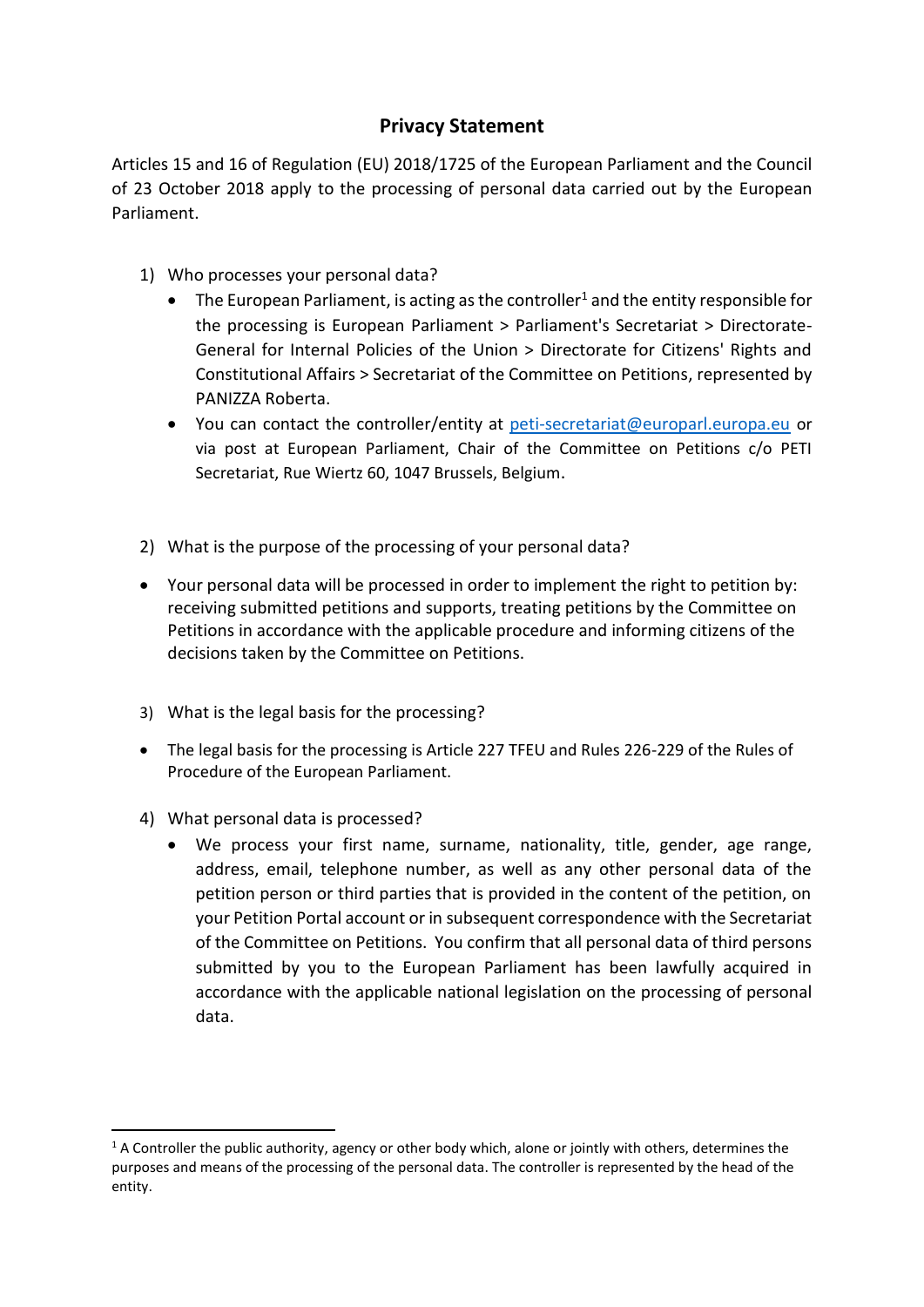# Privacy Statement

Articles 15 and 16 of Regulation (EU) 2018/1725 of the European Parliament and the Council of 23 October 2018 apply to the processing of personal data carried out by the European Parliament.

1) Who processes your personal data?
   - The European Parliament, is acting as the controller[1] and the entity responsible for the processing is European Parliament > Parliament's Secretariat > Directorate-General for Internal Policies of the Union > Directorate for Citizens' Rights and Constitutional Affairs > Secretariat of the Committee on Petitions, represented by PANIZZA Roberta.
   - You can contact the controller/entity at peti-secretariat@europarl.europa.eu or via post at European Parliament, Chair of the Committee on Petitions c/o PETI Secretariat, Rue Wiertz 60, 1047 Brussels, Belgium.

2) What is the purpose of the processing of your personal data?

- Your personal data will be processed in order to implement the right to petition by: receiving submitted petitions and supports, treating petitions by the Committee on Petitions in accordance with the applicable procedure and informing citizens of the decisions taken by the Committee on Petitions.

3) What is the legal basis for the processing?

- The legal basis for the processing is Article 227 TFEU and Rules 226-229 of the Rules of Procedure of the European Parliament.

4) What personal data is processed?
   - We process your first name, surname, nationality, title, gender, age range, address, email, telephone number, as well as any other personal data of the petition person or third parties that is provided in the content of the petition, on your Petition Portal account or in subsequent correspondence with the Secretariat of the Committee on Petitions. You confirm that all personal data of third persons submitted by you to the European Parliament has been lawfully acquired in accordance with the applicable national legislation on the processing of personal data.

[1] A Controller the public authority, agency or other body which, alone or jointly with others, determines the purposes and means of the processing of the personal data. The controller is represented by the head of the entity.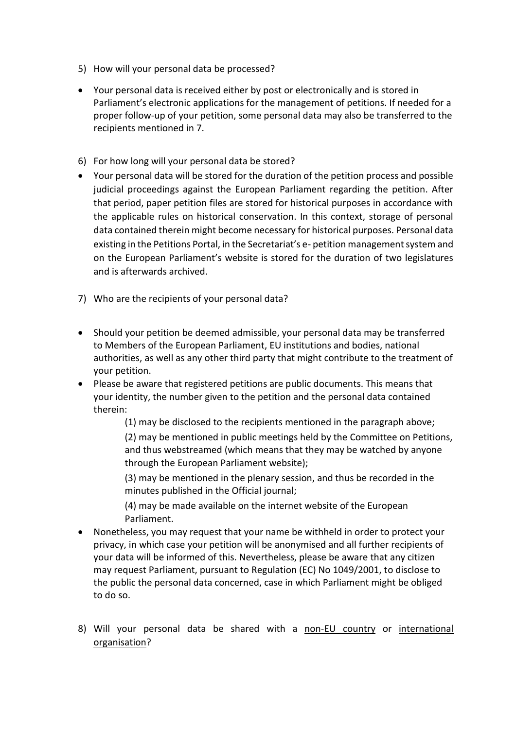5) How will your personal data be processed?

- Your personal data is received either by post or electronically and is stored in Parliament's electronic applications for the management of petitions. If needed for a proper follow-up of your petition, some personal data may also be transferred to the recipients mentioned in 7.

6) For how long will your personal data be stored?

- Your personal data will be stored for the duration of the petition process and possible judicial proceedings against the European Parliament regarding the petition. After that period, paper petition files are stored for historical purposes in accordance with the applicable rules on historical conservation. In this context, storage of personal data contained therein might become necessary for historical purposes. Personal data existing in the Petitions Portal, in the Secretariat's e- petition management system and on the European Parliament's website is stored for the duration of two legislatures and is afterwards archived.

7) Who are the recipients of your personal data?

- Should your petition be deemed admissible, your personal data may be transferred to Members of the European Parliament, EU institutions and bodies, national authorities, as well as any other third party that might contribute to the treatment of your petition.
- Please be aware that registered petitions are public documents. This means that your identity, the number given to the petition and the personal data contained therein:

  (1) may be disclosed to the recipients mentioned in the paragraph above;

  (2) may be mentioned in public meetings held by the Committee on Petitions, and thus webstreamed (which means that they may be watched by anyone through the European Parliament website);

  (3) may be mentioned in the plenary session, and thus be recorded in the minutes published in the Official journal;

  (4) may be made available on the internet website of the European Parliament.
- Nonetheless, you may request that your name be withheld in order to protect your privacy, in which case your petition will be anonymised and all further recipients of your data will be informed of this. Nevertheless, please be aware that any citizen may request Parliament, pursuant to Regulation (EC) No 1049/2001, to disclose to the public the personal data concerned, case in which Parliament might be obliged to do so.

8) Will your personal data be shared with a non-EU country or international organisation?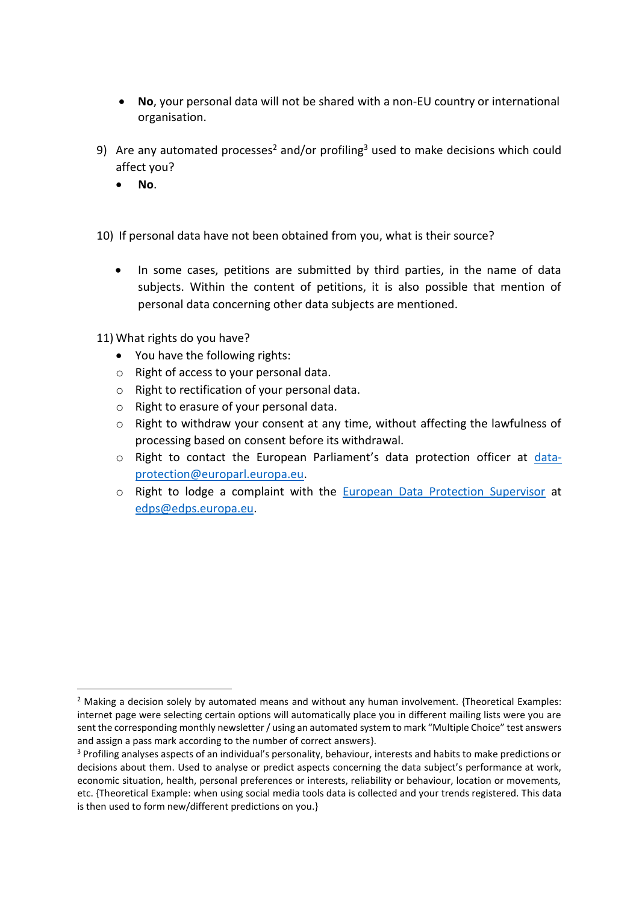- **No**, your personal data will not be shared with a non-EU country or international organisation.

9) Are any automated processes[2] and/or profiling[3] used to make decisions which could affect you?
   - **No**.

10) If personal data have not been obtained from you, what is their source?
   - In some cases, petitions are submitted by third parties, in the name of data subjects. Within the content of petitions, it is also possible that mention of personal data concerning other data subjects are mentioned.

11) What rights do you have?
   - You have the following rights:
     - Right of access to your personal data.
     - Right to rectification of your personal data.
     - Right to erasure of your personal data.
     - Right to withdraw your consent at any time, without affecting the lawfulness of processing based on consent before its withdrawal.
     - Right to contact the European Parliament's data protection officer at [data-protection@europarl.europa.eu](mailto:data-protection@europarl.europa.eu).
     - Right to lodge a complaint with the [European Data Protection Supervisor](https://edps.europa.eu) at [edps@edps.europa.eu](mailto:edps@edps.europa.eu).

---

[2] Making a decision solely by automated means and without any human involvement. {Theoretical Examples: internet page were selecting certain options will automatically place you in different mailing lists were you are sent the corresponding monthly newsletter / using an automated system to mark "Multiple Choice" test answers and assign a pass mark according to the number of correct answers}.

[3] Profiling analyses aspects of an individual's personality, behaviour, interests and habits to make predictions or decisions about them. Used to analyse or predict aspects concerning the data subject's performance at work, economic situation, health, personal preferences or interests, reliability or behaviour, location or movements, etc. {Theoretical Example: when using social media tools data is collected and your trends registered. This data is then used to form new/different predictions on you.}